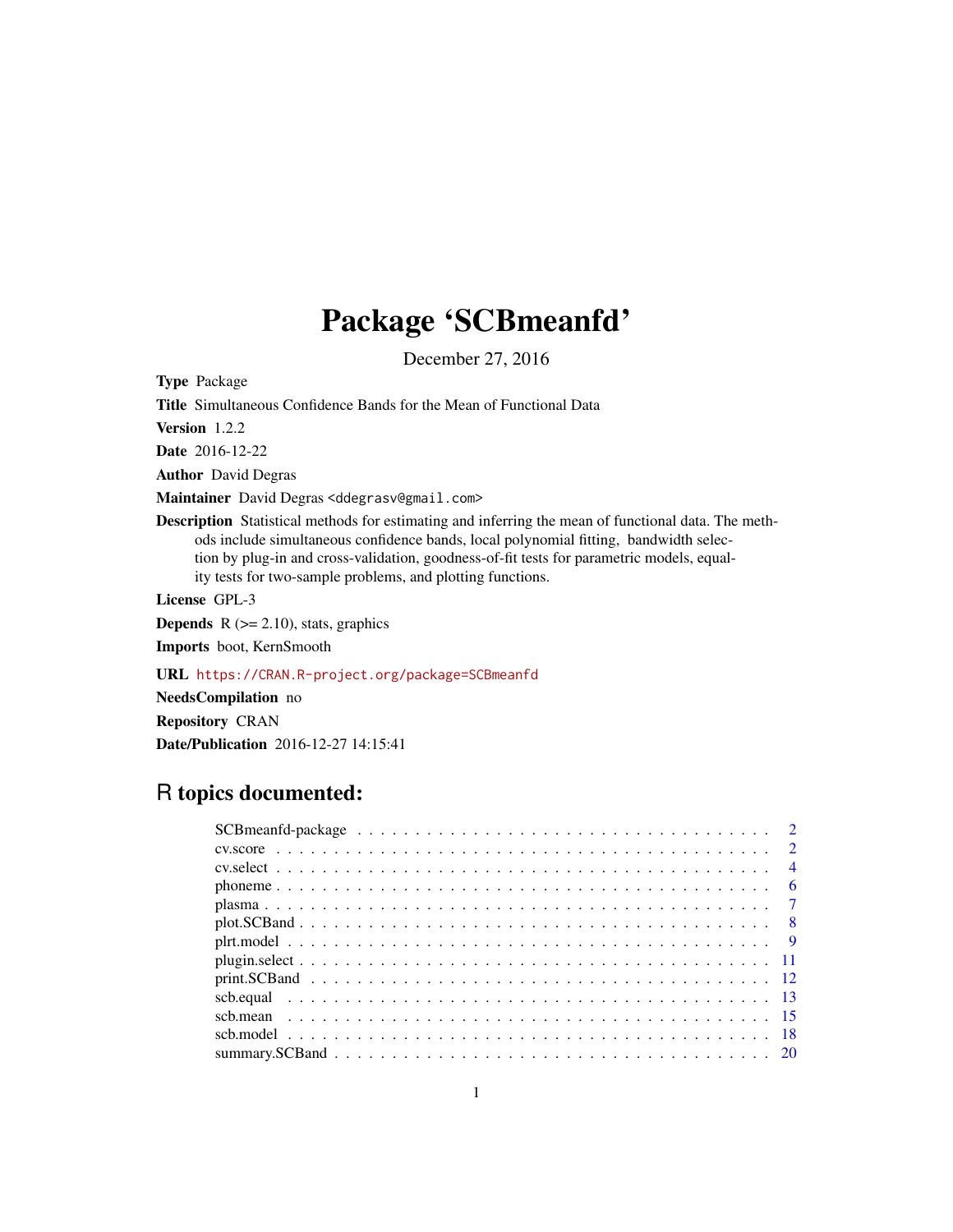# Package 'SCBmeanfd'

December 27, 2016

**Type** Package

**Title** Simultaneous Confidence Bands for the Mean of Functional Data

**Version** 1.2.2

**Date** 2016-12-22

**Author** David Degras

**Maintainer** David Degras <ddegrasv@gmail.com>

**Description** Statistical methods for estimating and inferring the mean of functional data. The methods include simultaneous confidence bands, local polynomial fitting, bandwidth selection by plug-in and cross-validation, goodness-of-fit tests for parametric models, equality tests for two-sample problems, and plotting functions.

**License** GPL-3

**Depends** R (>= 2.10), stats, graphics

**Imports** boot, KernSmooth

**URL** https://CRAN.R-project.org/package=SCBmeanfd

**NeedsCompilation** no

**Repository** CRAN

**Date/Publication** 2016-12-27 14:15:41

## R topics documented:

| | |
|---|---|
| SCBmeanfd-package | 2 |
| cv.score | 2 |
| cv.select | 4 |
| phoneme | 6 |
| plasma | 7 |
| plot.SCBand | 8 |
| plrt.model | 9 |
| plugin.select | 11 |
| print.SCBand | 12 |
| scb.equal | 13 |
| scb.mean | 15 |
| scb.model | 18 |
| summary.SCBand | 20 |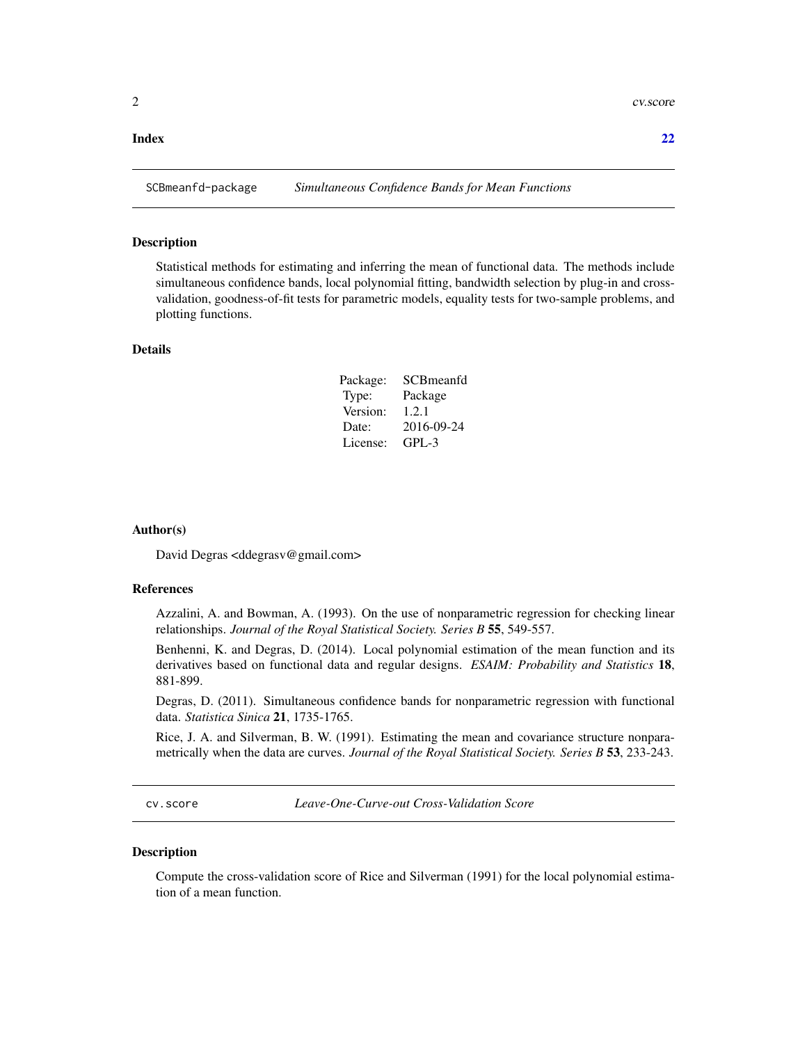**Index** **22**

## SCBmeanfd-package *Simultaneous Confidence Bands for Mean Functions*

### Description

Statistical methods for estimating and inferring the mean of functional data. The methods include simultaneous confidence bands, local polynomial fitting, bandwidth selection by plug-in and cross-validation, goodness-of-fit tests for parametric models, equality tests for two-sample problems, and plotting functions.

### Details

| | |
|---|---|
| Package: | SCBmeanfd |
| Type: | Package |
| Version: | 1.2.1 |
| Date: | 2016-09-24 |
| License: | GPL-3 |

### Author(s)

David Degras <ddegrasv@gmail.com>

### References

Azzalini, A. and Bowman, A. (1993). On the use of nonparametric regression for checking linear relationships. *Journal of the Royal Statistical Society. Series B* **55**, 549-557.

Benhenni, K. and Degras, D. (2014). Local polynomial estimation of the mean function and its derivatives based on functional data and regular designs. *ESAIM: Probability and Statistics* **18**, 881-899.

Degras, D. (2011). Simultaneous confidence bands for nonparametric regression with functional data. *Statistica Sinica* **21**, 1735-1765.

Rice, J. A. and Silverman, B. W. (1991). Estimating the mean and covariance structure nonparametrically when the data are curves. *Journal of the Royal Statistical Society. Series B* **53**, 233-243.

## cv.score *Leave-One-Curve-out Cross-Validation Score*

### Description

Compute the cross-validation score of Rice and Silverman (1991) for the local polynomial estimation of a mean function.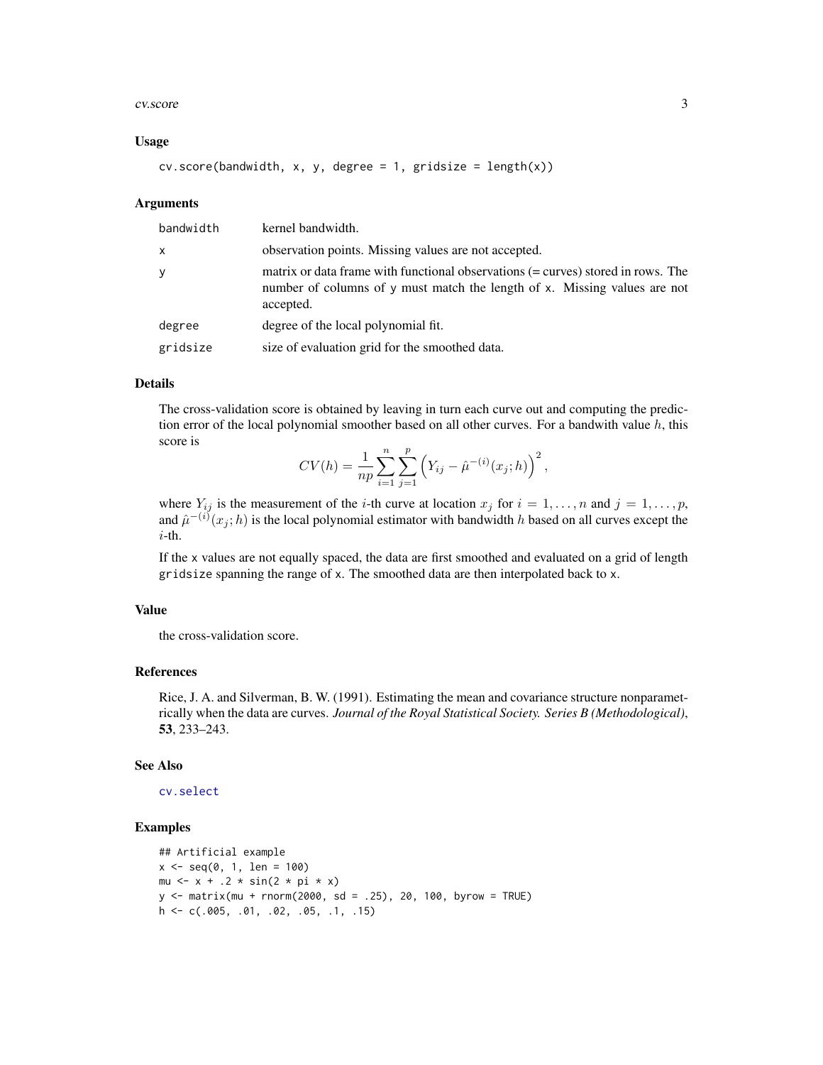### Usage

```
cv.score(bandwidth, x, y, degree = 1, gridsize = length(x))
```

### Arguments

| | |
|---|---|
| bandwidth | kernel bandwidth. |
| x | observation points. Missing values are not accepted. |
| y | matrix or data frame with functional observations (= curves) stored in rows. The number of columns of y must match the length of x. Missing values are not accepted. |
| degree | degree of the local polynomial fit. |
| gridsize | size of evaluation grid for the smoothed data. |

### Details

The cross-validation score is obtained by leaving in turn each curve out and computing the prediction error of the local polynomial smoother based on all other curves. For a bandwith value $h$, this score is

$$CV(h) = \frac{1}{np} \sum_{i=1}^{n} \sum_{j=1}^{p} \left( Y_{ij} - \hat{\mu}^{-(i)}(x_j; h) \right)^2,$$

where $Y_{ij}$ is the measurement of the $i$-th curve at location $x_j$ for $i = 1, \ldots, n$ and $j = 1, \ldots, p$, and $\hat{\mu}^{-(i)}(x_j; h)$ is the local polynomial estimator with bandwidth $h$ based on all curves except the $i$-th.

If the x values are not equally spaced, the data are first smoothed and evaluated on a grid of length gridsize spanning the range of x. The smoothed data are then interpolated back to x.

### Value

the cross-validation score.

### References

Rice, J. A. and Silverman, B. W. (1991). Estimating the mean and covariance structure nonparametrically when the data are curves. *Journal of the Royal Statistical Society. Series B (Methodological)*, **53**, 233–243.

### See Also

cv.select

### Examples

```
## Artificial example
x <- seq(0, 1, len = 100)
mu <- x + .2 * sin(2 * pi * x)
y <- matrix(mu + rnorm(2000, sd = .25), 20, 100, byrow = TRUE)
h <- c(.005, .01, .02, .05, .1, .15)
```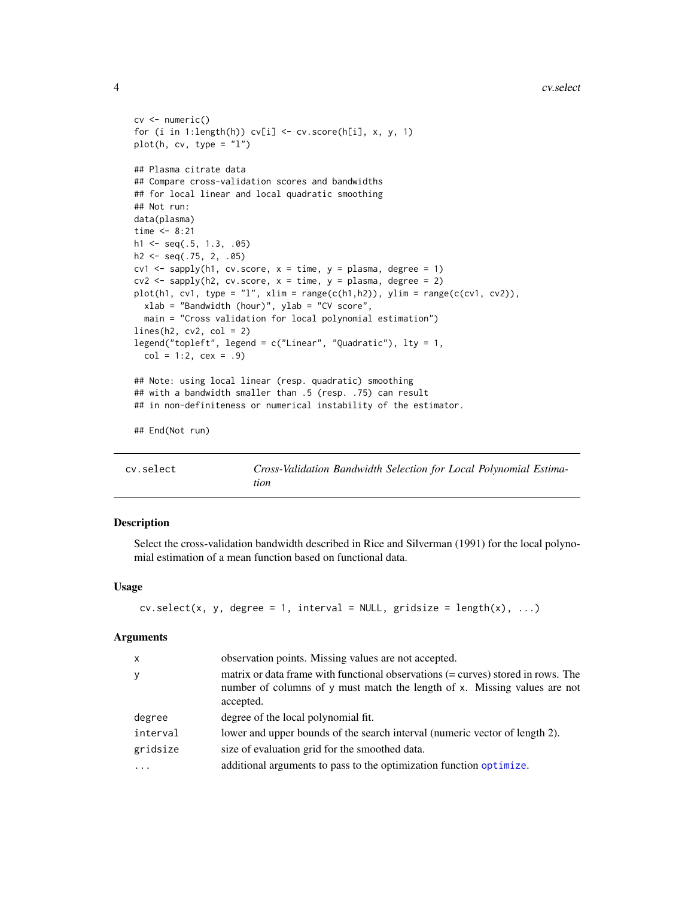```
cv <- numeric()
for (i in 1:length(h)) cv[i] <- cv.score(h[i], x, y, 1)
plot(h, cv, type = "l")

## Plasma citrate data
## Compare cross-validation scores and bandwidths
## for local linear and local quadratic smoothing
## Not run:
data(plasma)
time <- 8:21
h1 <- seq(.5, 1.3, .05)
h2 <- seq(.75, 2, .05)
cv1 <- sapply(h1, cv.score, x = time, y = plasma, degree = 1)
cv2 <- sapply(h2, cv.score, x = time, y = plasma, degree = 2)
plot(h1, cv1, type = "l", xlim = range(c(h1,h2)), ylim = range(c(cv1, cv2)),
  xlab = "Bandwidth (hour)", ylab = "CV score",
  main = "Cross validation for local polynomial estimation")
lines(h2, cv2, col = 2)
legend("topleft", legend = c("Linear", "Quadratic"), lty = 1,
  col = 1:2, cex = .9)

## Note: using local linear (resp. quadratic) smoothing
## with a bandwidth smaller than .5 (resp. .75) can result
## in non-definiteness or numerical instability of the estimator.

## End(Not run)
```

---

## cv.select — *Cross-Validation Bandwidth Selection for Local Polynomial Estimation*

---

### Description

Select the cross-validation bandwidth described in Rice and Silverman (1991) for the local polynomial estimation of a mean function based on functional data.

### Usage

```
cv.select(x, y, degree = 1, interval = NULL, gridsize = length(x), ...)
```

### Arguments

| | |
|---|---|
| `x` | observation points. Missing values are not accepted. |
| `y` | matrix or data frame with functional observations (= curves) stored in rows. The number of columns of `y` must match the length of `x`. Missing values are not accepted. |
| `degree` | degree of the local polynomial fit. |
| `interval` | lower and upper bounds of the search interval (numeric vector of length 2). |
| `gridsize` | size of evaluation grid for the smoothed data. |
| `...` | additional arguments to pass to the optimization function `optimize`. |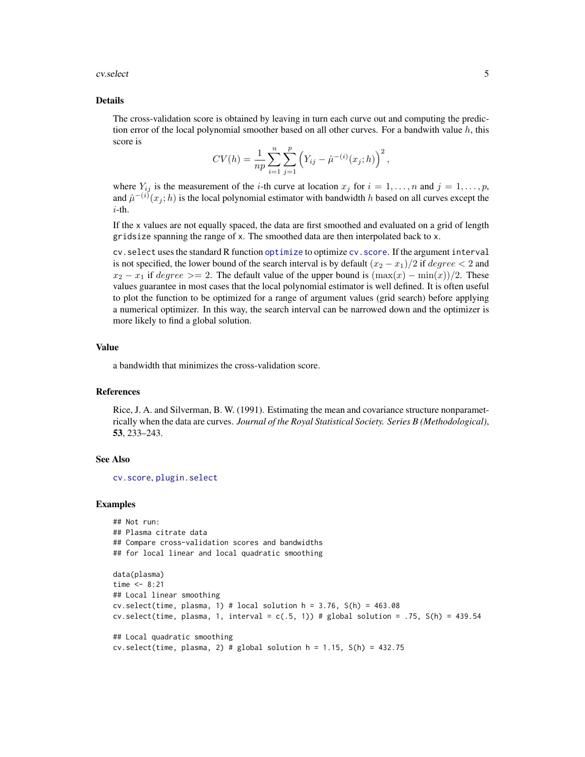### Details

The cross-validation score is obtained by leaving in turn each curve out and computing the prediction error of the local polynomial smoother based on all other curves. For a bandwith value $h$, this score is

$$CV(h) = \frac{1}{np} \sum_{i=1}^{n} \sum_{j=1}^{p} \left( Y_{ij} - \hat{\mu}^{-(i)}(x_j; h) \right)^2,$$

where $Y_{ij}$ is the measurement of the $i$-th curve at location $x_j$ for $i = 1, \ldots, n$ and $j = 1, \ldots, p$, and $\hat{\mu}^{-(i)}(x_j; h)$ is the local polynomial estimator with bandwidth $h$ based on all curves except the $i$-th.

If the `x` values are not equally spaced, the data are first smoothed and evaluated on a grid of length `gridsize` spanning the range of `x`. The smoothed data are then interpolated back to `x`.

`cv.select` uses the standard R function `optimize` to optimize `cv.score`. If the argument `interval` is not specified, the lower bound of the search interval is by default $(x_2 - x_1)/2$ if $degree < 2$ and $x_2 - x_1$ if $degree >= 2$. The default value of the upper bound is $(\max(x) - \min(x))/2$. These values guarantee in most cases that the local polynomial estimator is well defined. It is often useful to plot the function to be optimized for a range of argument values (grid search) before applying a numerical optimizer. In this way, the search interval can be narrowed down and the optimizer is more likely to find a global solution.

### Value

a bandwidth that minimizes the cross-validation score.

### References

Rice, J. A. and Silverman, B. W. (1991). Estimating the mean and covariance structure nonparametrically when the data are curves. *Journal of the Royal Statistical Society. Series B (Methodological)*, **53**, 233–243.

### See Also

`cv.score`, `plugin.select`

### Examples

```
## Not run:
## Plasma citrate data
## Compare cross-validation scores and bandwidths
## for local linear and local quadratic smoothing

data(plasma)
time <- 8:21
## Local linear smoothing
cv.select(time, plasma, 1) # local solution h = 3.76, S(h) = 463.08
cv.select(time, plasma, 1, interval = c(.5, 1)) # global solution = .75, S(h) = 439.54

## Local quadratic smoothing
cv.select(time, plasma, 2) # global solution h = 1.15, S(h) = 432.75
```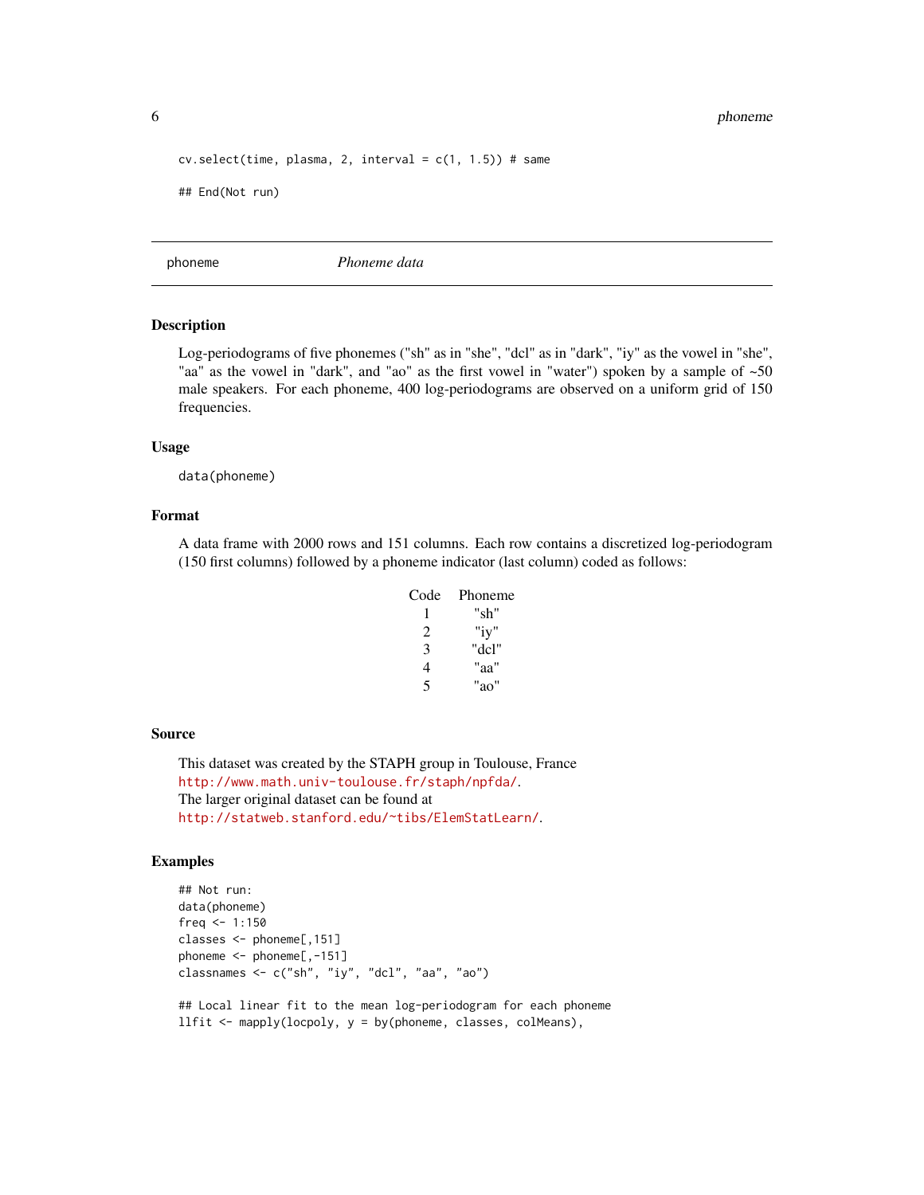```
cv.select(time, plasma, 2, interval = c(1, 1.5)) # same

## End(Not run)
```

---

phoneme *Phoneme data*

---

### Description

Log-periodograms of five phonemes ("sh" as in "she", "dcl" as in "dark", "iy" as the vowel in "she", "aa" as the vowel in "dark", and "ao" as the first vowel in "water") spoken by a sample of ~50 male speakers. For each phoneme, 400 log-periodograms are observed on a uniform grid of 150 frequencies.

### Usage

```
data(phoneme)
```

### Format

A data frame with 2000 rows and 151 columns. Each row contains a discretized log-periodogram (150 first columns) followed by a phoneme indicator (last column) coded as follows:

| Code | Phoneme |
|---|---|
| 1 | "sh" |
| 2 | "iy" |
| 3 | "dcl" |
| 4 | "aa" |
| 5 | "ao" |

### Source

This dataset was created by the STAPH group in Toulouse, France
http://www.math.univ-toulouse.fr/staph/npfda/.
The larger original dataset can be found at
http://statweb.stanford.edu/~tibs/ElemStatLearn/.

### Examples

```
## Not run:
data(phoneme)
freq <- 1:150
classes <- phoneme[,151]
phoneme <- phoneme[,-151]
classnames <- c("sh", "iy", "dcl", "aa", "ao")

## Local linear fit to the mean log-periodogram for each phoneme
llfit <- mapply(locpoly, y = by(phoneme, classes, colMeans),
```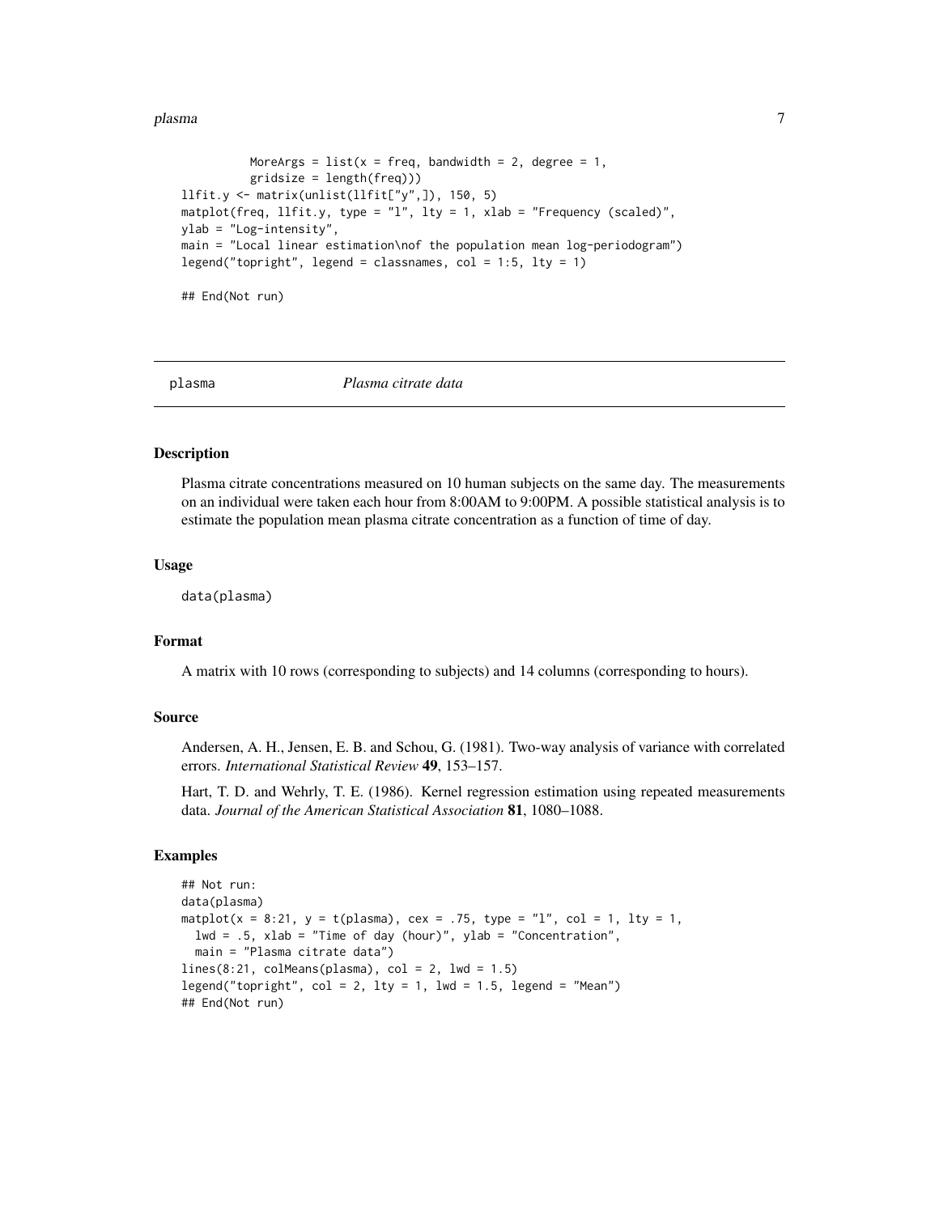```
          MoreArgs = list(x = freq, bandwidth = 2, degree = 1,
          gridsize = length(freq)))
llfit.y <- matrix(unlist(llfit["y",]), 150, 5)
matplot(freq, llfit.y, type = "l", lty = 1, xlab = "Frequency (scaled)",
ylab = "Log-intensity",
main = "Local linear estimation\nof the population mean log-periodogram")
legend("topright", legend = classnames, col = 1:5, lty = 1)

## End(Not run)
```

---

plasma *Plasma citrate data*

---

### Description

Plasma citrate concentrations measured on 10 human subjects on the same day. The measurements on an individual were taken each hour from 8:00AM to 9:00PM. A possible statistical analysis is to estimate the population mean plasma citrate concentration as a function of time of day.

### Usage

```
data(plasma)
```

### Format

A matrix with 10 rows (corresponding to subjects) and 14 columns (corresponding to hours).

### Source

Andersen, A. H., Jensen, E. B. and Schou, G. (1981). Two-way analysis of variance with correlated errors. *International Statistical Review* **49**, 153–157.

Hart, T. D. and Wehrly, T. E. (1986). Kernel regression estimation using repeated measurements data. *Journal of the American Statistical Association* **81**, 1080–1088.

### Examples

```
## Not run:
data(plasma)
matplot(x = 8:21, y = t(plasma), cex = .75, type = "l", col = 1, lty = 1,
  lwd = .5, xlab = "Time of day (hour)", ylab = "Concentration",
  main = "Plasma citrate data")
lines(8:21, colMeans(plasma), col = 2, lwd = 1.5)
legend("topright", col = 2, lty = 1, lwd = 1.5, legend = "Mean")
## End(Not run)
```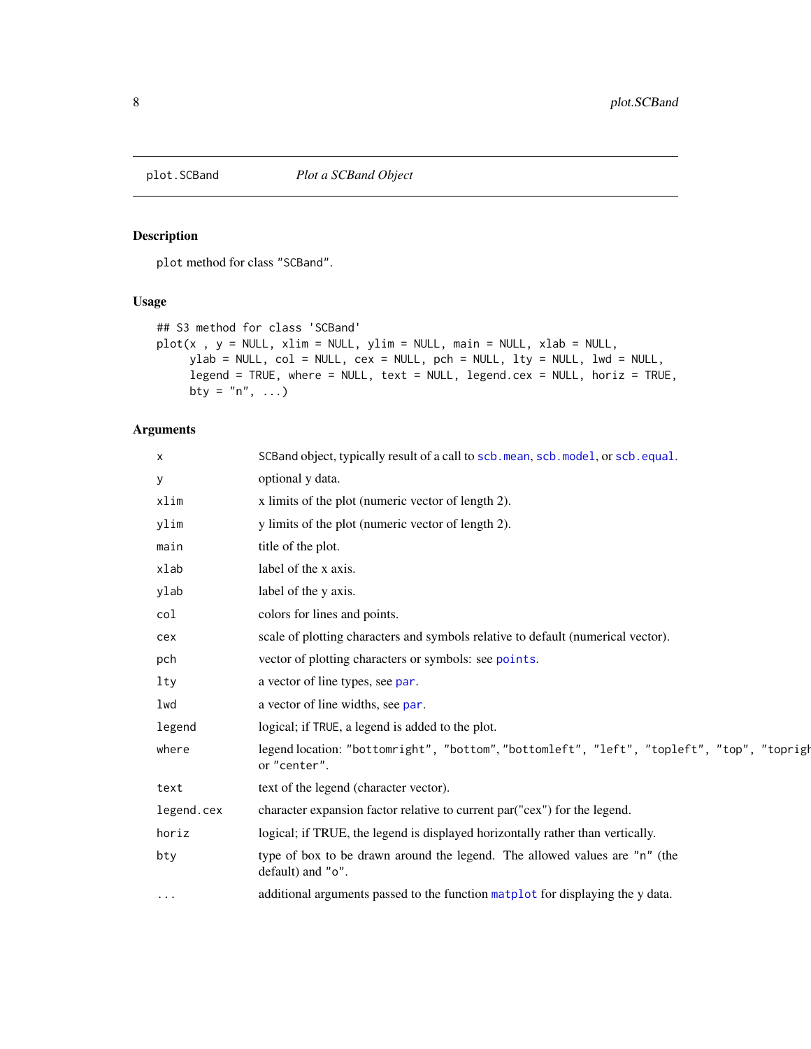plot.SCBand *Plot a SCBand Object*

## Description

plot method for class "SCBand".

## Usage

```
## S3 method for class 'SCBand'
plot(x , y = NULL, xlim = NULL, ylim = NULL, main = NULL, xlab = NULL,
     ylab = NULL, col = NULL, cex = NULL, pch = NULL, lty = NULL, lwd = NULL,
     legend = TRUE, where = NULL, text = NULL, legend.cex = NULL, horiz = TRUE,
     bty = "n", ...)
```

## Arguments

| | |
|---|---|
| x | SCBand object, typically result of a call to scb.mean, scb.model, or scb.equal. |
| y | optional y data. |
| xlim | x limits of the plot (numeric vector of length 2). |
| ylim | y limits of the plot (numeric vector of length 2). |
| main | title of the plot. |
| xlab | label of the x axis. |
| ylab | label of the y axis. |
| col | colors for lines and points. |
| cex | scale of plotting characters and symbols relative to default (numerical vector). |
| pch | vector of plotting characters or symbols: see points. |
| lty | a vector of line types, see par. |
| lwd | a vector of line widths, see par. |
| legend | logical; if TRUE, a legend is added to the plot. |
| where | legend location: "bottomright", "bottom","bottomleft", "left", "topleft", "top", "topright" or "center". |
| text | text of the legend (character vector). |
| legend.cex | character expansion factor relative to current par("cex") for the legend. |
| horiz | logical; if TRUE, the legend is displayed horizontally rather than vertically. |
| bty | type of box to be drawn around the legend. The allowed values are "n" (the default) and "o". |
| ... | additional arguments passed to the function matplot for displaying the y data. |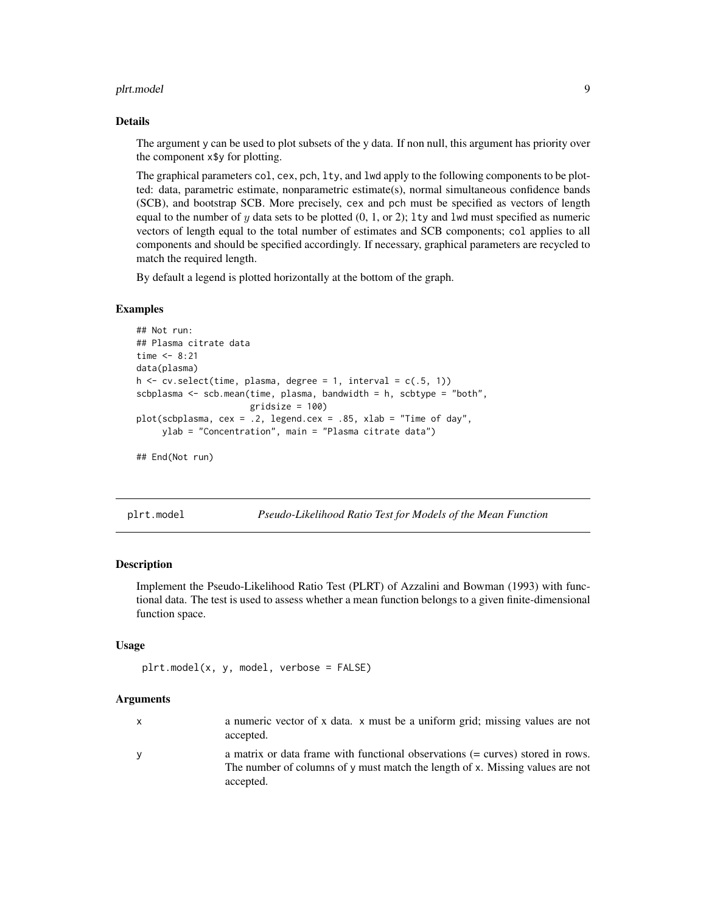### Details

The argument y can be used to plot subsets of the y data. If non null, this argument has priority over the component x$y for plotting.

The graphical parameters col, cex, pch, lty, and lwd apply to the following components to be plotted: data, parametric estimate, nonparametric estimate(s), normal simultaneous confidence bands (SCB), and bootstrap SCB. More precisely, cex and pch must be specified as vectors of length equal to the number of $y$ data sets to be plotted (0, 1, or 2); lty and lwd must specified as numeric vectors of length equal to the total number of estimates and SCB components; col applies to all components and should be specified accordingly. If necessary, graphical parameters are recycled to match the required length.

By default a legend is plotted horizontally at the bottom of the graph.

### Examples

```
## Not run:
## Plasma citrate data
time <- 8:21
data(plasma)
h <- cv.select(time, plasma, degree = 1, interval = c(.5, 1))
scbplasma <- scb.mean(time, plasma, bandwidth = h, scbtype = "both",
                     gridsize = 100)
plot(scbplasma, cex = .2, legend.cex = .85, xlab = "Time of day",
     ylab = "Concentration", main = "Plasma citrate data")

## End(Not run)
```

---

## plrt.model — *Pseudo-Likelihood Ratio Test for Models of the Mean Function*

### Description

Implement the Pseudo-Likelihood Ratio Test (PLRT) of Azzalini and Bowman (1993) with functional data. The test is used to assess whether a mean function belongs to a given finite-dimensional function space.

### Usage

```
plrt.model(x, y, model, verbose = FALSE)
```

### Arguments

| | |
|---|---|
| x | a numeric vector of x data. x must be a uniform grid; missing values are not accepted. |
| y | a matrix or data frame with functional observations (= curves) stored in rows. The number of columns of y must match the length of x. Missing values are not accepted. |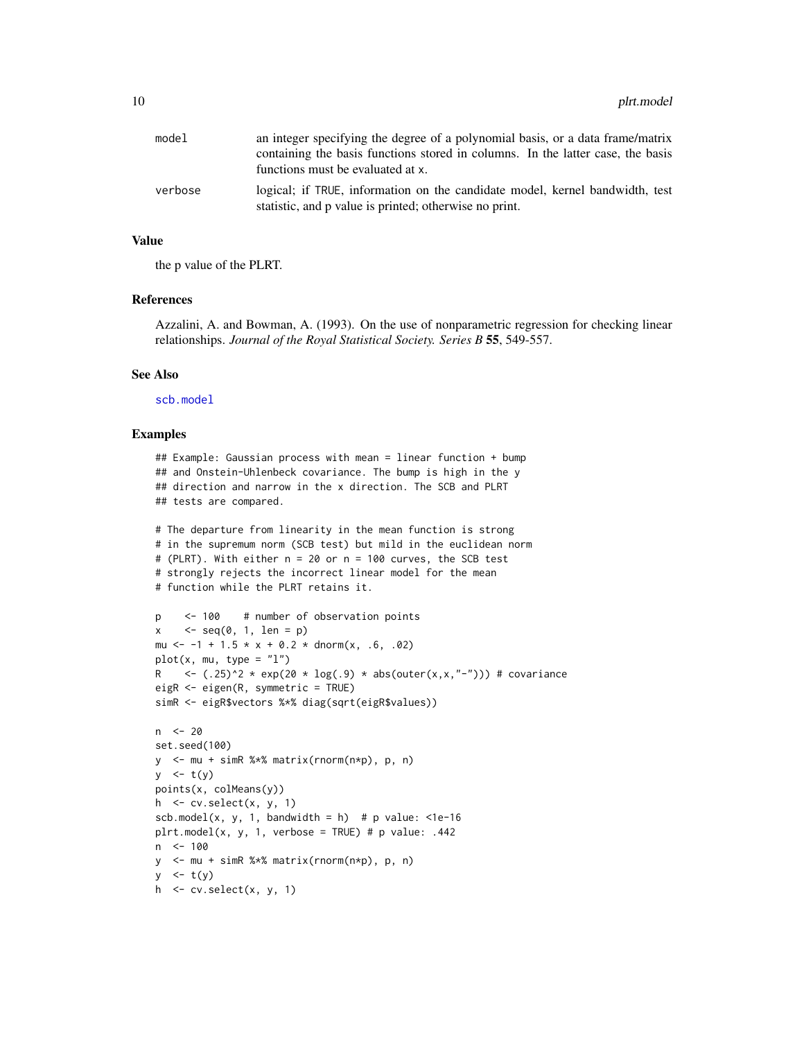| | |
|---|---|
| model | an integer specifying the degree of a polynomial basis, or a data frame/matrix containing the basis functions stored in columns. In the latter case, the basis functions must be evaluated at x. |
| verbose | logical; if TRUE, information on the candidate model, kernel bandwidth, test statistic, and p value is printed; otherwise no print. |

### Value

the p value of the PLRT.

### References

Azzalini, A. and Bowman, A. (1993). On the use of nonparametric regression for checking linear relationships. *Journal of the Royal Statistical Society. Series B* **55**, 549-557.

### See Also

scb.model

### Examples

```
## Example: Gaussian process with mean = linear function + bump
## and Onstein-Uhlenbeck covariance. The bump is high in the y
## direction and narrow in the x direction. The SCB and PLRT
## tests are compared.

# The departure from linearity in the mean function is strong
# in the supremum norm (SCB test) but mild in the euclidean norm
# (PLRT). With either n = 20 or n = 100 curves, the SCB test
# strongly rejects the incorrect linear model for the mean
# function while the PLRT retains it.

p    <- 100    # number of observation points
x    <- seq(0, 1, len = p)
mu <- -1 + 1.5 * x + 0.2 * dnorm(x, .6, .02)
plot(x, mu, type = "l")
R    <- (.25)^2 * exp(20 * log(.9) * abs(outer(x,x,"-"))) # covariance
eigR <- eigen(R, symmetric = TRUE)
simR <- eigR$vectors %*% diag(sqrt(eigR$values))

n  <- 20
set.seed(100)
y  <- mu + simR %*% matrix(rnorm(n*p), p, n)
y  <- t(y)
points(x, colMeans(y))
h  <- cv.select(x, y, 1)
scb.model(x, y, 1, bandwidth = h)  # p value: <1e-16
plrt.model(x, y, 1, verbose = TRUE) # p value: .442
n  <- 100
y  <- mu + simR %*% matrix(rnorm(n*p), p, n)
y  <- t(y)
h  <- cv.select(x, y, 1)
```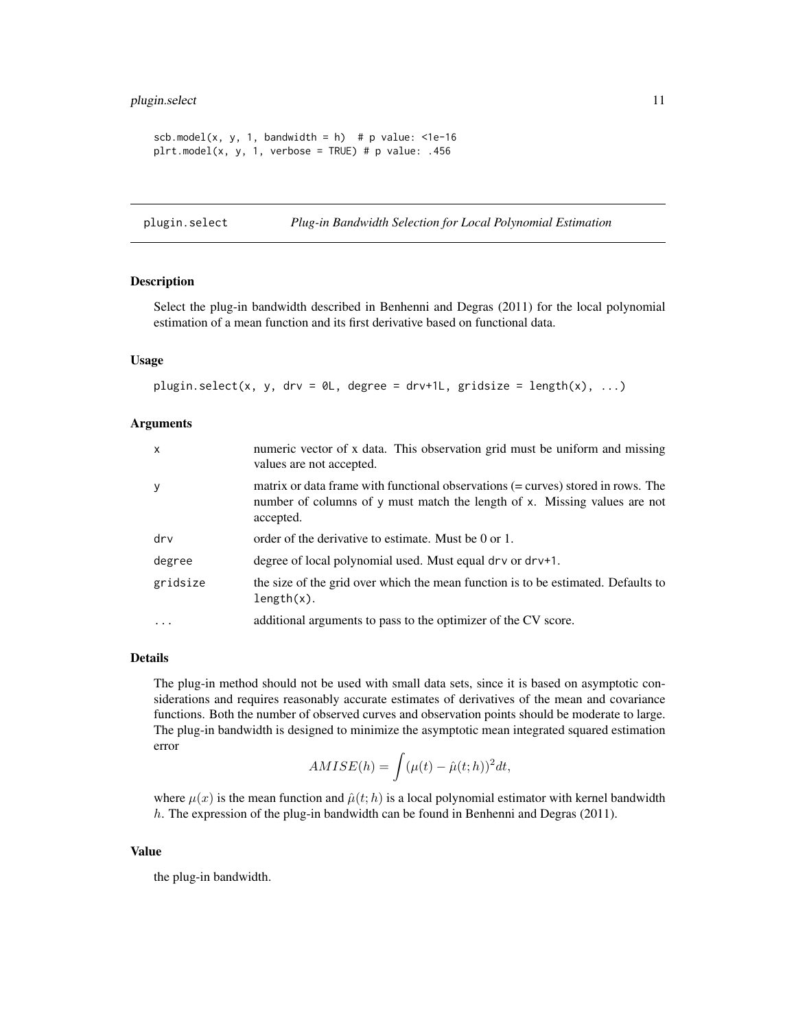```
scb.model(x, y, 1, bandwidth = h)  # p value: <1e-16
plrt.model(x, y, 1, verbose = TRUE) # p value: .456
```

---

## plugin.select — *Plug-in Bandwidth Selection for Local Polynomial Estimation*

### Description

Select the plug-in bandwidth described in Benhenni and Degras (2011) for the local polynomial estimation of a mean function and its first derivative based on functional data.

### Usage

```
plugin.select(x, y, drv = 0L, degree = drv+1L, gridsize = length(x), ...)
```

### Arguments

| | |
|---|---|
| `x` | numeric vector of x data. This observation grid must be uniform and missing values are not accepted. |
| `y` | matrix or data frame with functional observations (= curves) stored in rows. The number of columns of y must match the length of x. Missing values are not accepted. |
| `drv` | order of the derivative to estimate. Must be 0 or 1. |
| `degree` | degree of local polynomial used. Must equal drv or drv+1. |
| `gridsize` | the size of the grid over which the mean function is to be estimated. Defaults to length(x). |
| `...` | additional arguments to pass to the optimizer of the CV score. |

### Details

The plug-in method should not be used with small data sets, since it is based on asymptotic considerations and requires reasonably accurate estimates of derivatives of the mean and covariance functions. Both the number of observed curves and observation points should be moderate to large. The plug-in bandwidth is designed to minimize the asymptotic mean integrated squared estimation error

$$AMISE(h) = \int (\mu(t) - \hat{\mu}(t;h))^2 dt,$$

where $\mu(x)$ is the mean function and $\hat{\mu}(t;h)$ is a local polynomial estimator with kernel bandwidth $h$. The expression of the plug-in bandwidth can be found in Benhenni and Degras (2011).

### Value

the plug-in bandwidth.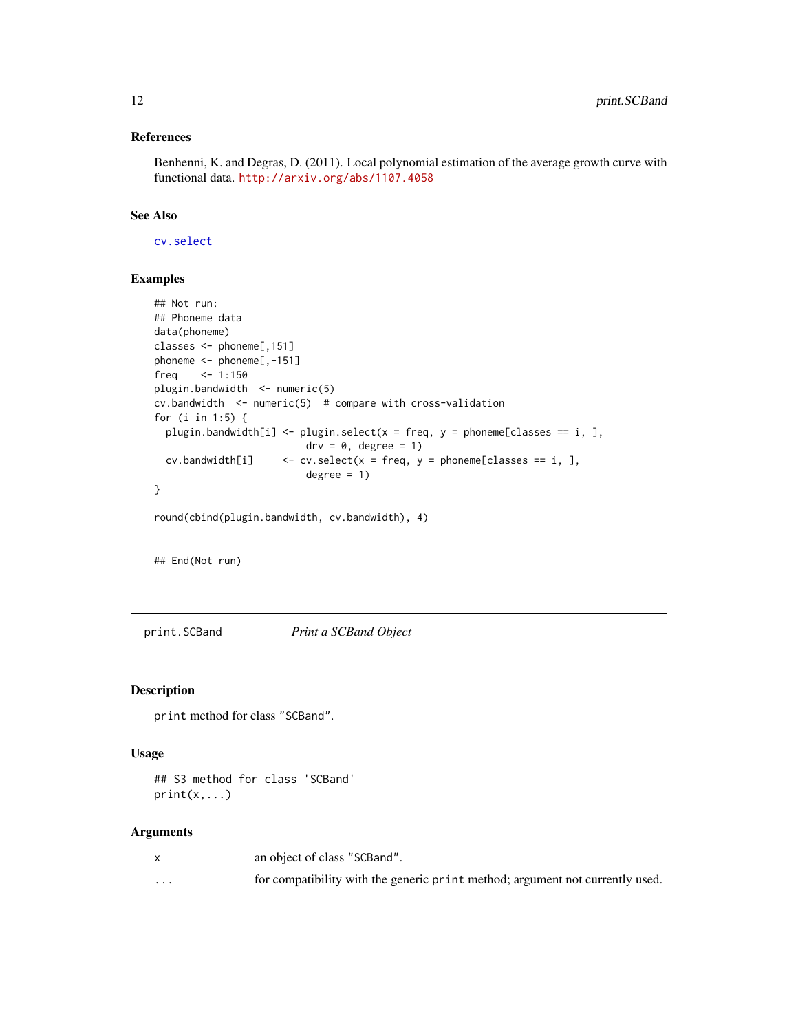### References

Benhenni, K. and Degras, D. (2011). Local polynomial estimation of the average growth curve with functional data. http://arxiv.org/abs/1107.4058

### See Also

cv.select

### Examples

```
## Not run:
## Phoneme data
data(phoneme)
classes <- phoneme[,151]
phoneme <- phoneme[,-151]
freq    <- 1:150
plugin.bandwidth  <- numeric(5)
cv.bandwidth  <- numeric(5)  # compare with cross-validation
for (i in 1:5) {
  plugin.bandwidth[i] <- plugin.select(x = freq, y = phoneme[classes == i, ],
                          drv = 0, degree = 1)
  cv.bandwidth[i]     <- cv.select(x = freq, y = phoneme[classes == i, ],
                          degree = 1)
}

round(cbind(plugin.bandwidth, cv.bandwidth), 4)


## End(Not run)
```

---

## print.SCBand *Print a SCBand Object*

### Description

`print` method for class "SCBand".

### Usage

```
## S3 method for class 'SCBand'
print(x,...)
```

### Arguments

| | |
|---|---|
| x | an object of class "SCBand". |
| ... | for compatibility with the generic `print` method; argument not currently used. |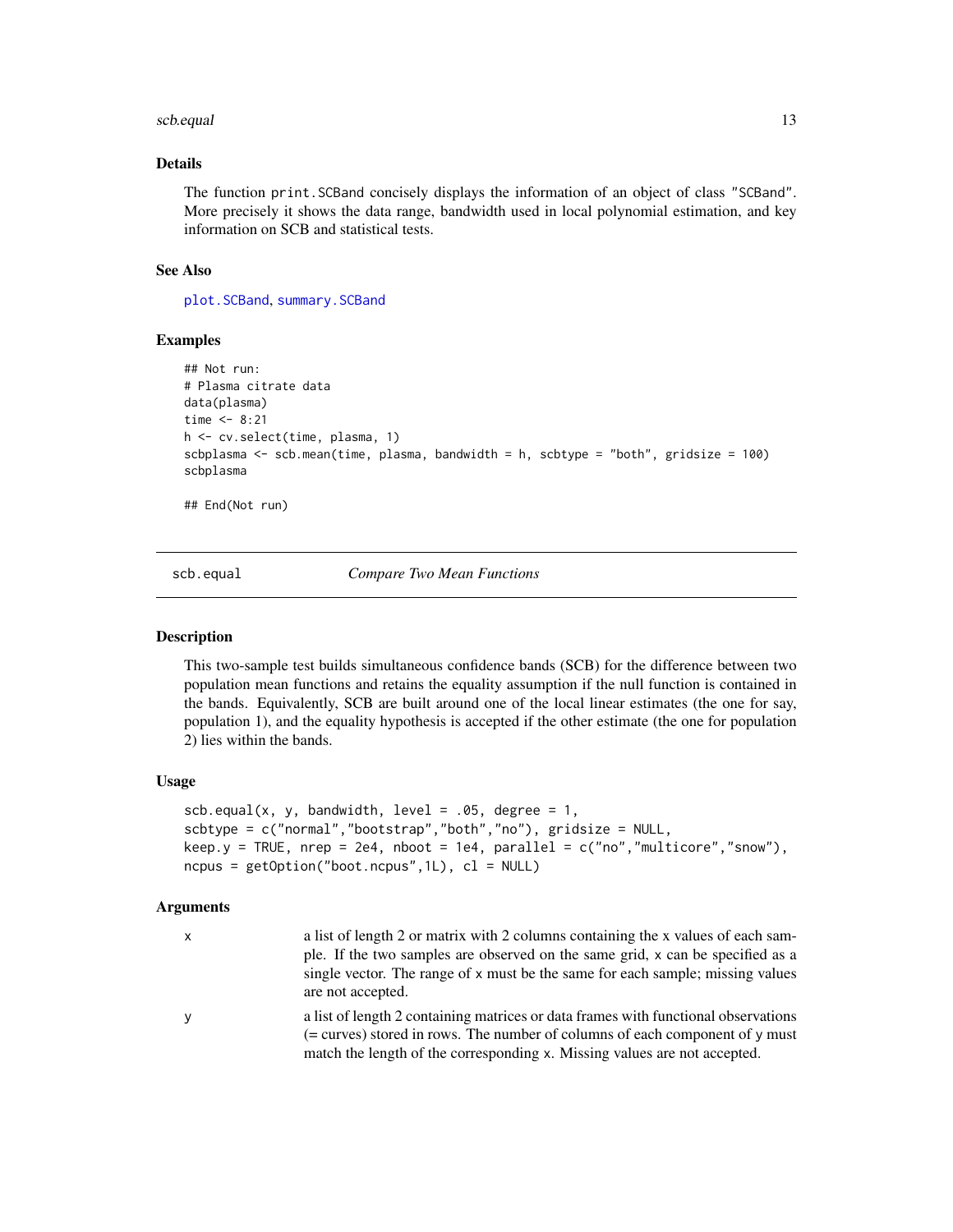### Details

The function `print.SCBand` concisely displays the information of an object of class "SCBand". More precisely it shows the data range, bandwidth used in local polynomial estimation, and key information on SCB and statistical tests.

### See Also

`plot.SCBand`, `summary.SCBand`

### Examples

```
## Not run:
# Plasma citrate data
data(plasma)
time <- 8:21
h <- cv.select(time, plasma, 1)
scbplasma <- scb.mean(time, plasma, bandwidth = h, scbtype = "both", gridsize = 100)
scbplasma

## End(Not run)
```

---

## scb.equal — *Compare Two Mean Functions*

---

### Description

This two-sample test builds simultaneous confidence bands (SCB) for the difference between two population mean functions and retains the equality assumption if the null function is contained in the bands. Equivalently, SCB are built around one of the local linear estimates (the one for say, population 1), and the equality hypothesis is accepted if the other estimate (the one for population 2) lies within the bands.

### Usage

```
scb.equal(x, y, bandwidth, level = .05, degree = 1,
scbtype = c("normal","bootstrap","both","no"), gridsize = NULL,
keep.y = TRUE, nrep = 2e4, nboot = 1e4, parallel = c("no","multicore","snow"),
ncpus = getOption("boot.ncpus",1L), cl = NULL)
```

### Arguments

| | |
|---|---|
| `x` | a list of length 2 or matrix with 2 columns containing the x values of each sample. If the two samples are observed on the same grid, `x` can be specified as a single vector. The range of `x` must be the same for each sample; missing values are not accepted. |
| `y` | a list of length 2 containing matrices or data frames with functional observations (= curves) stored in rows. The number of columns of each component of `y` must match the length of the corresponding `x`. Missing values are not accepted. |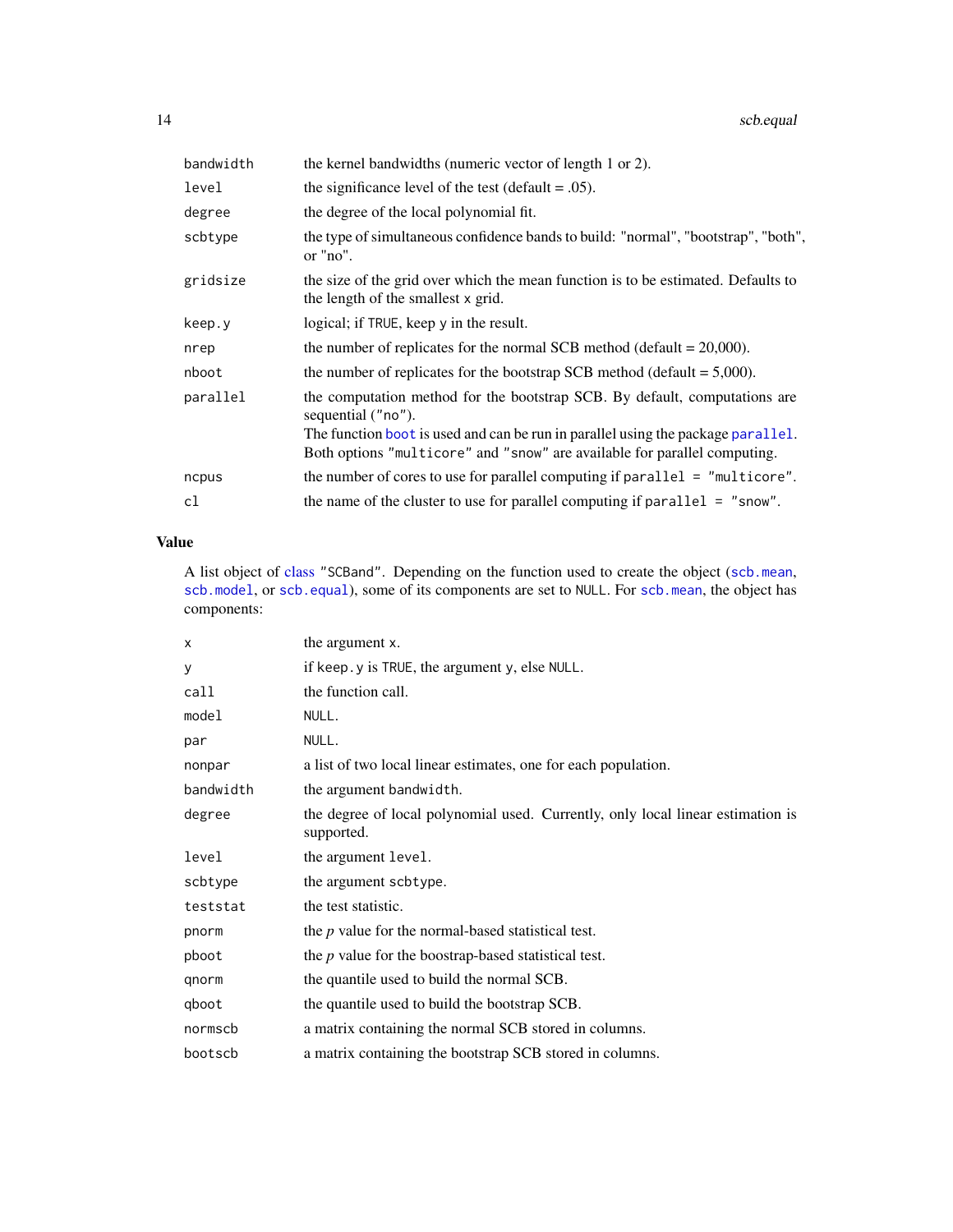| | |
|---|---|
| bandwidth | the kernel bandwidths (numeric vector of length 1 or 2). |
| level | the significance level of the test (default = .05). |
| degree | the degree of the local polynomial fit. |
| scbtype | the type of simultaneous confidence bands to build: "normal", "bootstrap", "both", or "no". |
| gridsize | the size of the grid over which the mean function is to be estimated. Defaults to the length of the smallest x grid. |
| keep.y | logical; if TRUE, keep y in the result. |
| nrep | the number of replicates for the normal SCB method (default = 20,000). |
| nboot | the number of replicates for the bootstrap SCB method (default = 5,000). |
| parallel | the computation method for the bootstrap SCB. By default, computations are sequential ("no"). The function boot is used and can be run in parallel using the package parallel. Both options "multicore" and "snow" are available for parallel computing. |
| ncpus | the number of cores to use for parallel computing if parallel = "multicore". |
| cl | the name of the cluster to use for parallel computing if parallel = "snow". |

## Value

A list object of class "SCBand". Depending on the function used to create the object (scb.mean, scb.model, or scb.equal), some of its components are set to NULL. For scb.mean, the object has components:

| | |
|---|---|
| x | the argument x. |
| y | if keep.y is TRUE, the argument y, else NULL. |
| call | the function call. |
| model | NULL. |
| par | NULL. |
| nonpar | a list of two local linear estimates, one for each population. |
| bandwidth | the argument bandwidth. |
| degree | the degree of local polynomial used. Currently, only local linear estimation is supported. |
| level | the argument level. |
| scbtype | the argument scbtype. |
| teststat | the test statistic. |
| pnorm | the *p* value for the normal-based statistical test. |
| pboot | the *p* value for the boostrap-based statistical test. |
| qnorm | the quantile used to build the normal SCB. |
| qboot | the quantile used to build the bootstrap SCB. |
| normscb | a matrix containing the normal SCB stored in columns. |
| bootscb | a matrix containing the bootstrap SCB stored in columns. |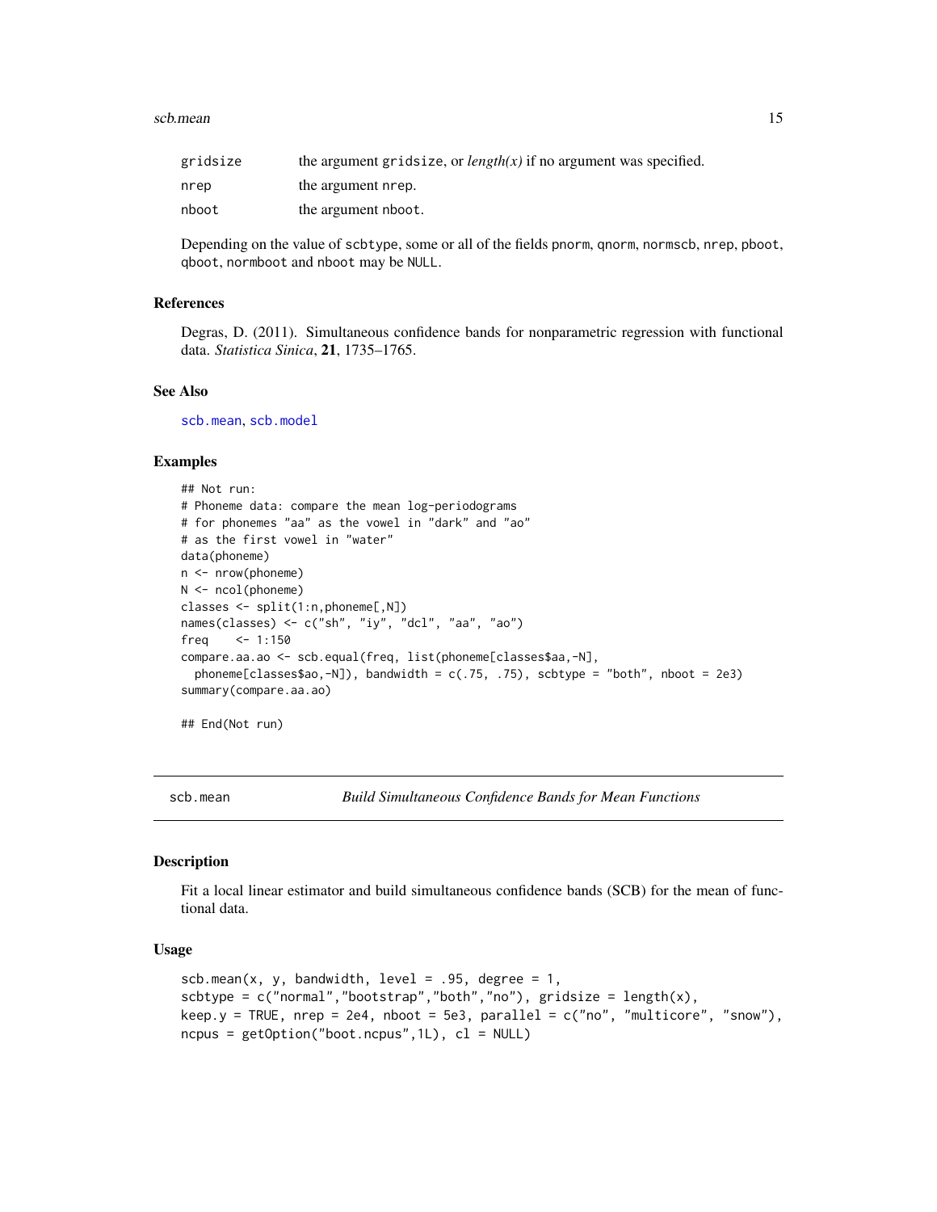| | |
|---|---|
| gridsize | the argument gridsize, or *length(x)* if no argument was specified. |
| nrep | the argument nrep. |
| nboot | the argument nboot. |

Depending on the value of scbtype, some or all of the fields pnorm, qnorm, normscb, nrep, pboot, qboot, normboot and nboot may be NULL.

### References

Degras, D. (2011). Simultaneous confidence bands for nonparametric regression with functional data. *Statistica Sinica*, **21**, 1735–1765.

### See Also

scb.mean, scb.model

### Examples

```
## Not run:
# Phoneme data: compare the mean log-periodograms
# for phonemes "aa" as the vowel in "dark" and "ao"
# as the first vowel in "water"
data(phoneme)
n <- nrow(phoneme)
N <- ncol(phoneme)
classes <- split(1:n,phoneme[,N])
names(classes) <- c("sh", "iy", "dcl", "aa", "ao")
freq    <- 1:150
compare.aa.ao <- scb.equal(freq, list(phoneme[classes$aa,-N],
  phoneme[classes$ao,-N]), bandwidth = c(.75, .75), scbtype = "both", nboot = 2e3)
summary(compare.aa.ao)

## End(Not run)
```

---

## scb.mean — *Build Simultaneous Confidence Bands for Mean Functions*

### Description

Fit a local linear estimator and build simultaneous confidence bands (SCB) for the mean of functional data.

### Usage

```
scb.mean(x, y, bandwidth, level = .95, degree = 1,
scbtype = c("normal","bootstrap","both","no"), gridsize = length(x),
keep.y = TRUE, nrep = 2e4, nboot = 5e3, parallel = c("no", "multicore", "snow"),
ncpus = getOption("boot.ncpus",1L), cl = NULL)
```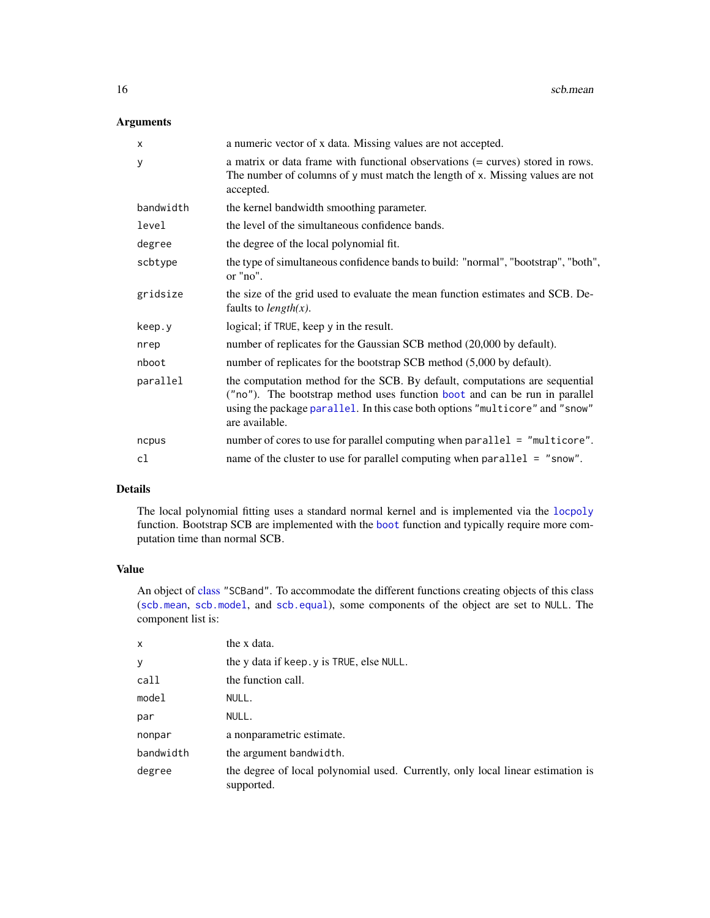## Arguments

| | |
|---|---|
| `x` | a numeric vector of x data. Missing values are not accepted. |
| `y` | a matrix or data frame with functional observations (= curves) stored in rows. The number of columns of `y` must match the length of `x`. Missing values are not accepted. |
| `bandwidth` | the kernel bandwidth smoothing parameter. |
| `level` | the level of the simultaneous confidence bands. |
| `degree` | the degree of the local polynomial fit. |
| `scbtype` | the type of simultaneous confidence bands to build: "normal", "bootstrap", "both", or "no". |
| `gridsize` | the size of the grid used to evaluate the mean function estimates and SCB. Defaults to *length(x)*. |
| `keep.y` | logical; if `TRUE`, keep `y` in the result. |
| `nrep` | number of replicates for the Gaussian SCB method (20,000 by default). |
| `nboot` | number of replicates for the bootstrap SCB method (5,000 by default). |
| `parallel` | the computation method for the SCB. By default, computations are sequential (`"no"`). The bootstrap method uses function `boot` and can be run in parallel using the package `parallel`. In this case both options `"multicore"` and `"snow"` are available. |
| `ncpus` | number of cores to use for parallel computing when `parallel = "multicore"`. |
| `cl` | name of the cluster to use for parallel computing when `parallel = "snow"`. |

## Details

The local polynomial fitting uses a standard normal kernel and is implemented via the `locpoly` function. Bootstrap SCB are implemented with the `boot` function and typically require more computation time than normal SCB.

## Value

An object of class `"SCBand"`. To accommodate the different functions creating objects of this class (`scb.mean`, `scb.model`, and `scb.equal`), some components of the object are set to `NULL`. The component list is:

| | |
|---|---|
| `x` | the x data. |
| `y` | the y data if `keep.y` is `TRUE`, else `NULL`. |
| `call` | the function call. |
| `model` | `NULL`. |
| `par` | `NULL`. |
| `nonpar` | a nonparametric estimate. |
| `bandwidth` | the argument `bandwidth`. |
| `degree` | the degree of local polynomial used. Currently, only local linear estimation is supported. |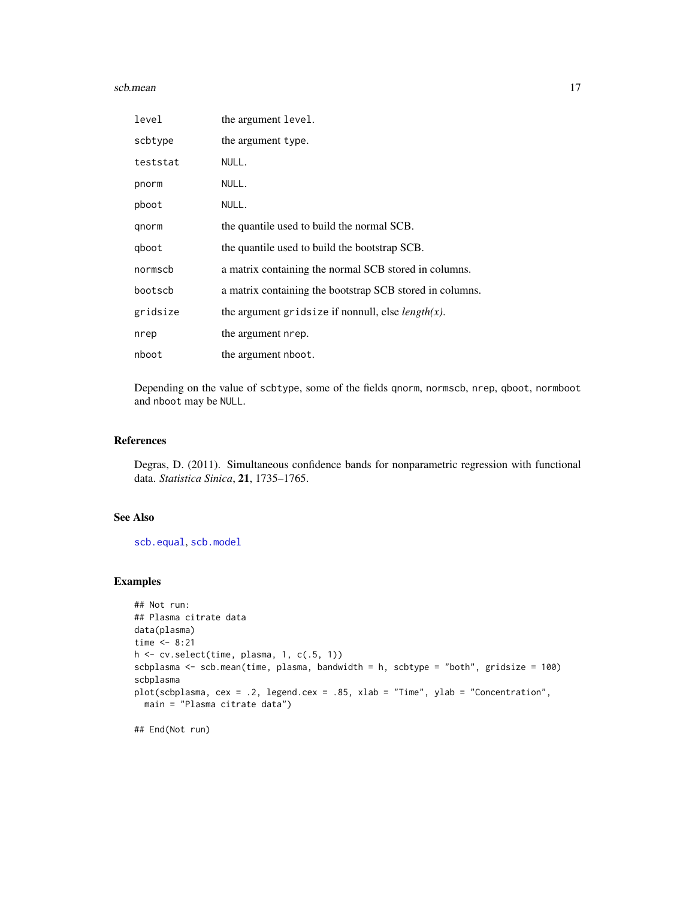| | |
|---|---|
| `level` | the argument `level`. |
| `scbtype` | the argument `type`. |
| `teststat` | `NULL`. |
| `pnorm` | `NULL`. |
| `pboot` | `NULL`. |
| `qnorm` | the quantile used to build the normal SCB. |
| `qboot` | the quantile used to build the bootstrap SCB. |
| `normscb` | a matrix containing the normal SCB stored in columns. |
| `bootscb` | a matrix containing the bootstrap SCB stored in columns. |
| `gridsize` | the argument `gridsize` if nonnull, else *length(x)*. |
| `nrep` | the argument `nrep`. |
| `nboot` | the argument `nboot`. |

Depending on the value of `scbtype`, some of the fields `qnorm`, `normscb`, `nrep`, `qboot`, `normboot` and `nboot` may be `NULL`.

## References

Degras, D. (2011). Simultaneous confidence bands for nonparametric regression with functional data. *Statistica Sinica*, **21**, 1735–1765.

## See Also

`scb.equal`, `scb.model`

## Examples

```
## Not run:
## Plasma citrate data
data(plasma)
time <- 8:21
h <- cv.select(time, plasma, 1, c(.5, 1))
scbplasma <- scb.mean(time, plasma, bandwidth = h, scbtype = "both", gridsize = 100)
scbplasma
plot(scbplasma, cex = .2, legend.cex = .85, xlab = "Time", ylab = "Concentration",
  main = "Plasma citrate data")

## End(Not run)
```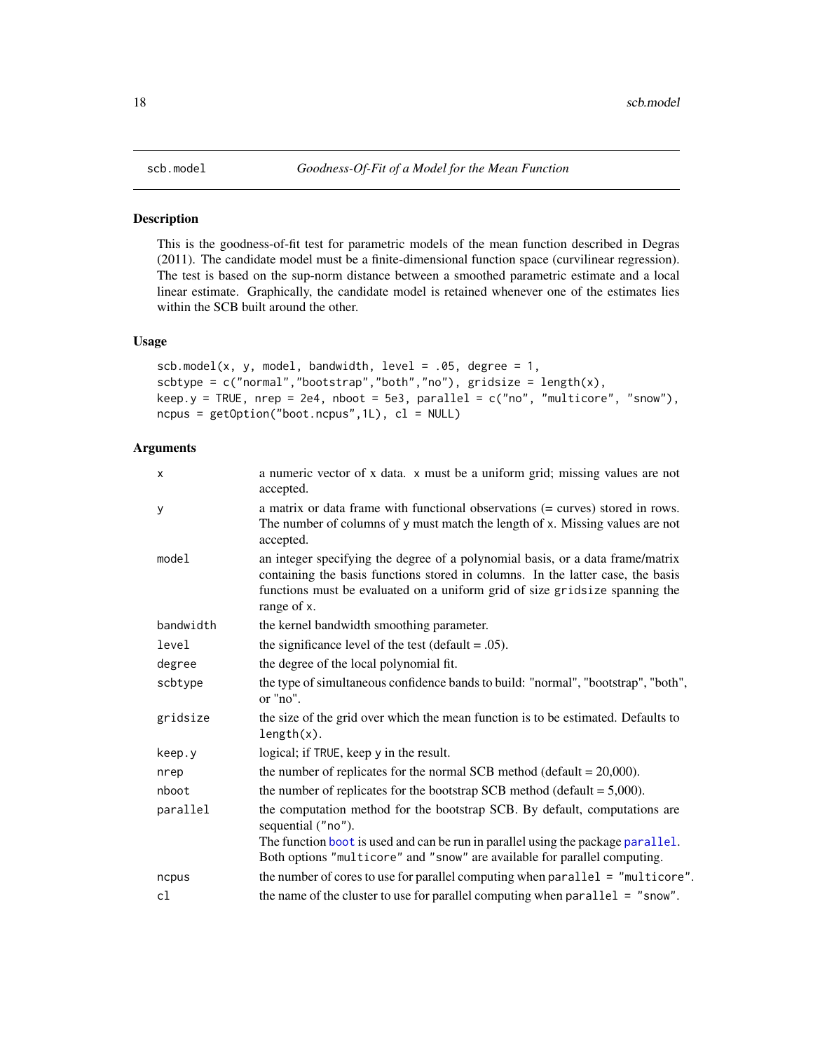scb.model — *Goodness-Of-Fit of a Model for the Mean Function*

## Description

This is the goodness-of-fit test for parametric models of the mean function described in Degras (2011). The candidate model must be a finite-dimensional function space (curvilinear regression). The test is based on the sup-norm distance between a smoothed parametric estimate and a local linear estimate. Graphically, the candidate model is retained whenever one of the estimates lies within the SCB built around the other.

## Usage

```
scb.model(x, y, model, bandwidth, level = .05, degree = 1,
scbtype = c("normal","bootstrap","both","no"), gridsize = length(x),
keep.y = TRUE, nrep = 2e4, nboot = 5e3, parallel = c("no", "multicore", "snow"),
ncpus = getOption("boot.ncpus",1L), cl = NULL)
```

## Arguments

| | |
|---|---|
| `x` | a numeric vector of x data. `x` must be a uniform grid; missing values are not accepted. |
| `y` | a matrix or data frame with functional observations (= curves) stored in rows. The number of columns of `y` must match the length of `x`. Missing values are not accepted. |
| `model` | an integer specifying the degree of a polynomial basis, or a data frame/matrix containing the basis functions stored in columns. In the latter case, the basis functions must be evaluated on a uniform grid of size `gridsize` spanning the range of `x`. |
| `bandwidth` | the kernel bandwidth smoothing parameter. |
| `level` | the significance level of the test (default = .05). |
| `degree` | the degree of the local polynomial fit. |
| `scbtype` | the type of simultaneous confidence bands to build: "normal", "bootstrap", "both", or "no". |
| `gridsize` | the size of the grid over which the mean function is to be estimated. Defaults to `length(x)`. |
| `keep.y` | logical; if `TRUE`, keep `y` in the result. |
| `nrep` | the number of replicates for the normal SCB method (default = 20,000). |
| `nboot` | the number of replicates for the bootstrap SCB method (default = 5,000). |
| `parallel` | the computation method for the bootstrap SCB. By default, computations are sequential (`"no"`). The function `boot` is used and can be run in parallel using the package `parallel`. Both options `"multicore"` and `"snow"` are available for parallel computing. |
| `ncpus` | the number of cores to use for parallel computing when `parallel = "multicore"`. |
| `cl` | the name of the cluster to use for parallel computing when `parallel = "snow"`. |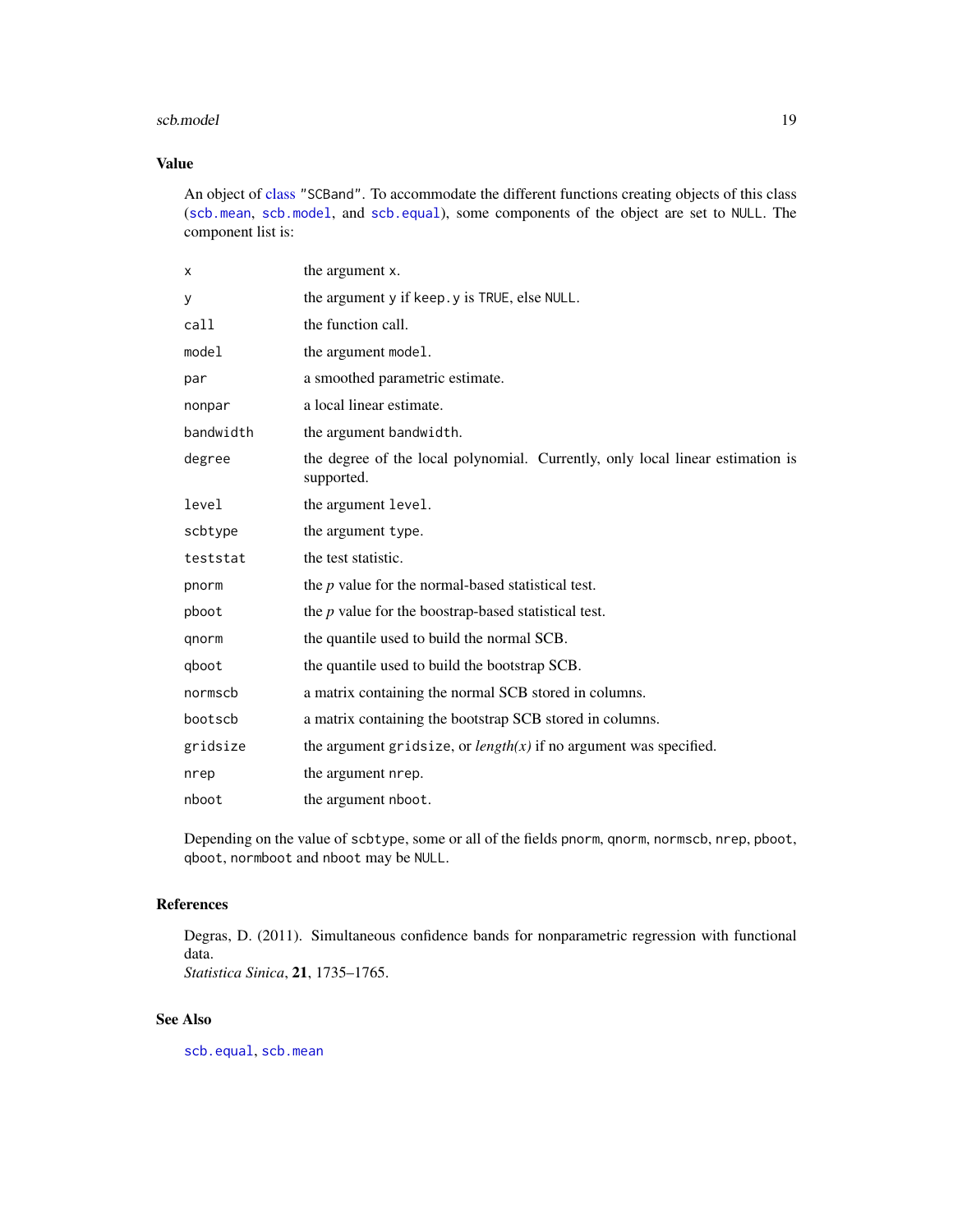### Value

An object of class "SCBand". To accommodate the different functions creating objects of this class (`scb.mean`, `scb.model`, and `scb.equal`), some components of the object are set to NULL. The component list is:

| | |
|---|---|
| `x` | the argument `x`. |
| `y` | the argument `y` if `keep.y` is `TRUE`, else `NULL`. |
| `call` | the function call. |
| `model` | the argument `model`. |
| `par` | a smoothed parametric estimate. |
| `nonpar` | a local linear estimate. |
| `bandwidth` | the argument `bandwidth`. |
| `degree` | the degree of the local polynomial. Currently, only local linear estimation is supported. |
| `level` | the argument `level`. |
| `scbtype` | the argument `type`. |
| `teststat` | the test statistic. |
| `pnorm` | the *p* value for the normal-based statistical test. |
| `pboot` | the *p* value for the boostrap-based statistical test. |
| `qnorm` | the quantile used to build the normal SCB. |
| `qboot` | the quantile used to build the bootstrap SCB. |
| `normscb` | a matrix containing the normal SCB stored in columns. |
| `bootscb` | a matrix containing the bootstrap SCB stored in columns. |
| `gridsize` | the argument `gridsize`, or *length(x)* if no argument was specified. |
| `nrep` | the argument `nrep`. |
| `nboot` | the argument `nboot`. |

Depending on the value of `scbtype`, some or all of the fields `pnorm`, `qnorm`, `normscb`, `nrep`, `pboot`, `qboot`, `normboot` and `nboot` may be `NULL`.

### References

Degras, D. (2011). Simultaneous confidence bands for nonparametric regression with functional data.
*Statistica Sinica*, **21**, 1735–1765.

### See Also

`scb.equal`, `scb.mean`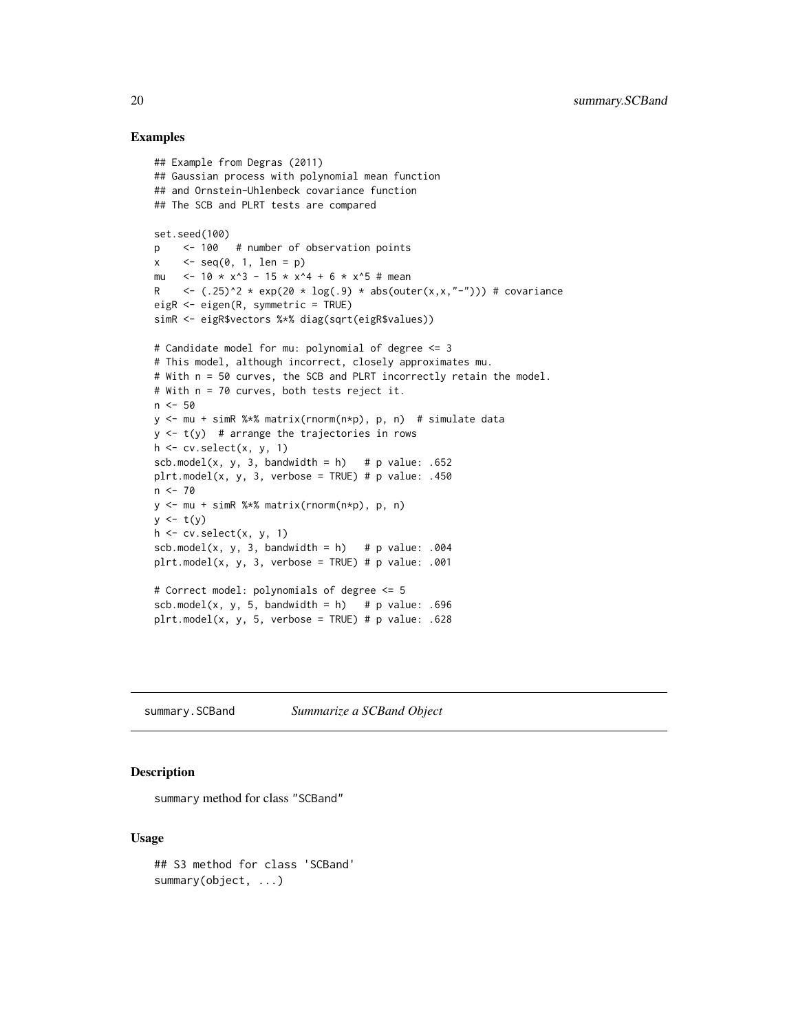## Examples

```
## Example from Degras (2011)
## Gaussian process with polynomial mean function
## and Ornstein-Uhlenbeck covariance function
## The SCB and PLRT tests are compared

set.seed(100)
p    <- 100   # number of observation points
x    <- seq(0, 1, len = p)
mu   <- 10 * x^3 - 15 * x^4 + 6 * x^5 # mean
R    <- (.25)^2 * exp(20 * log(.9) * abs(outer(x,x,"-"))) # covariance
eigR <- eigen(R, symmetric = TRUE)
simR <- eigR$vectors %*% diag(sqrt(eigR$values))

# Candidate model for mu: polynomial of degree <= 3
# This model, although incorrect, closely approximates mu.
# With n = 50 curves, the SCB and PLRT incorrectly retain the model.
# With n = 70 curves, both tests reject it.
n <- 50
y <- mu + simR %*% matrix(rnorm(n*p), p, n)  # simulate data
y <- t(y)  # arrange the trajectories in rows
h <- cv.select(x, y, 1)
scb.model(x, y, 3, bandwidth = h)   # p value: .652
plrt.model(x, y, 3, verbose = TRUE) # p value: .450
n <- 70
y <- mu + simR %*% matrix(rnorm(n*p), p, n)
y <- t(y)
h <- cv.select(x, y, 1)
scb.model(x, y, 3, bandwidth = h)   # p value: .004
plrt.model(x, y, 3, verbose = TRUE) # p value: .001

# Correct model: polynomials of degree <= 5
scb.model(x, y, 5, bandwidth = h)   # p value: .696
plrt.model(x, y, 5, verbose = TRUE) # p value: .628
```

---

summary.SCBand *Summarize a SCBand Object*

---

## Description

summary method for class "SCBand"

## Usage

```
## S3 method for class 'SCBand'
summary(object, ...)
```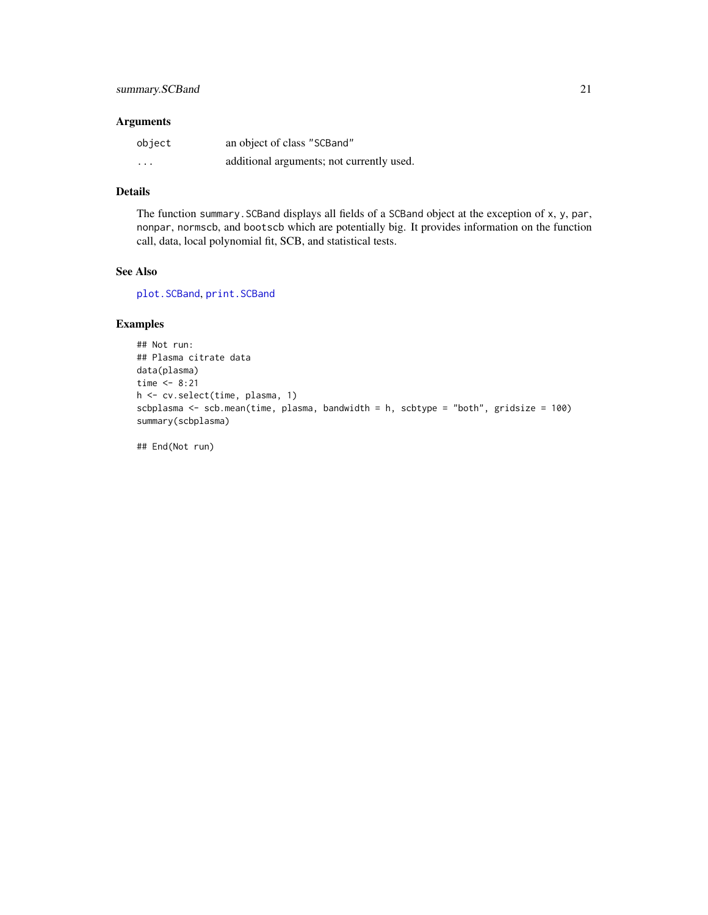## Arguments

| | |
|---|---|
| `object` | an object of class "SCBand" |
| `...` | additional arguments; not currently used. |

## Details

The function `summary.SCBand` displays all fields of a `SCBand` object at the exception of `x`, `y`, `par`, `nonpar`, `normscb`, and `bootscb` which are potentially big. It provides information on the function call, data, local polynomial fit, SCB, and statistical tests.

## See Also

`plot.SCBand`, `print.SCBand`

## Examples

```
## Not run:
## Plasma citrate data
data(plasma)
time <- 8:21
h <- cv.select(time, plasma, 1)
scbplasma <- scb.mean(time, plasma, bandwidth = h, scbtype = "both", gridsize = 100)
summary(scbplasma)

## End(Not run)
```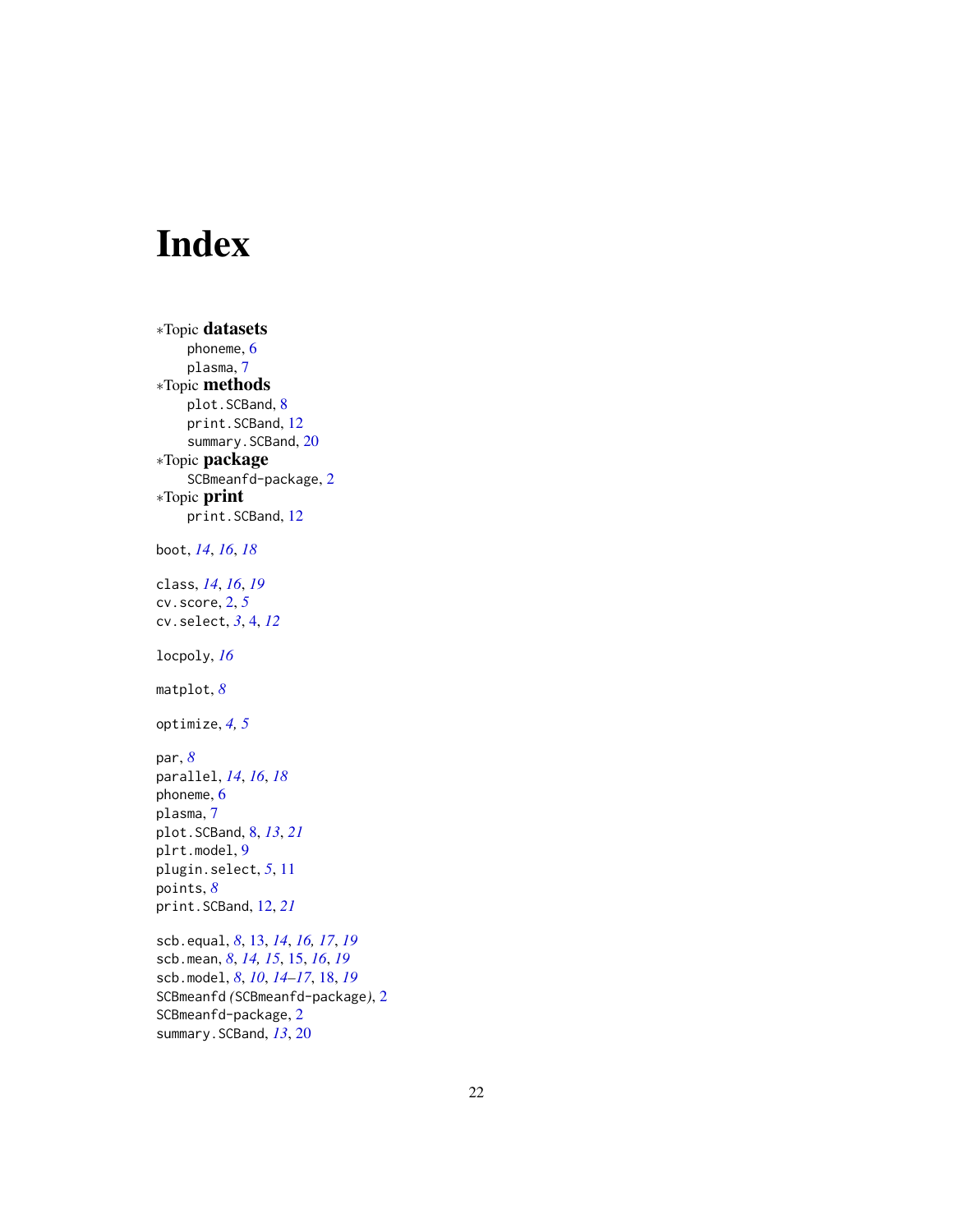# Index

∗Topic **datasets**
  phoneme, 6
  plasma, 7

∗Topic **methods**
  plot.SCBand, 8
  print.SCBand, 12
  summary.SCBand, 20

∗Topic **package**
  SCBmeanfd-package, 2

∗Topic **print**
  print.SCBand, 12

boot, *14*, *16*, *18*

class, *14*, *16*, *19*
cv.score, 2, *5*
cv.select, *3*, 4, *12*

locpoly, *16*

matplot, *8*

optimize, *4, 5*

par, *8*
parallel, *14*, *16*, *18*
phoneme, 6
plasma, 7
plot.SCBand, 8, *13*, *21*
plrt.model, 9
plugin.select, *5*, 11
points, *8*
print.SCBand, 12, *21*

scb.equal, *8*, 13, *14*, *16, 17*, *19*
scb.mean, *8*, *14, 15*, 15, *16*, *19*
scb.model, *8*, *10*, *14–17*, 18, *19*
SCBmeanfd *(*SCBmeanfd-package*)*, 2
SCBmeanfd-package, 2
summary.SCBand, *13*, 20